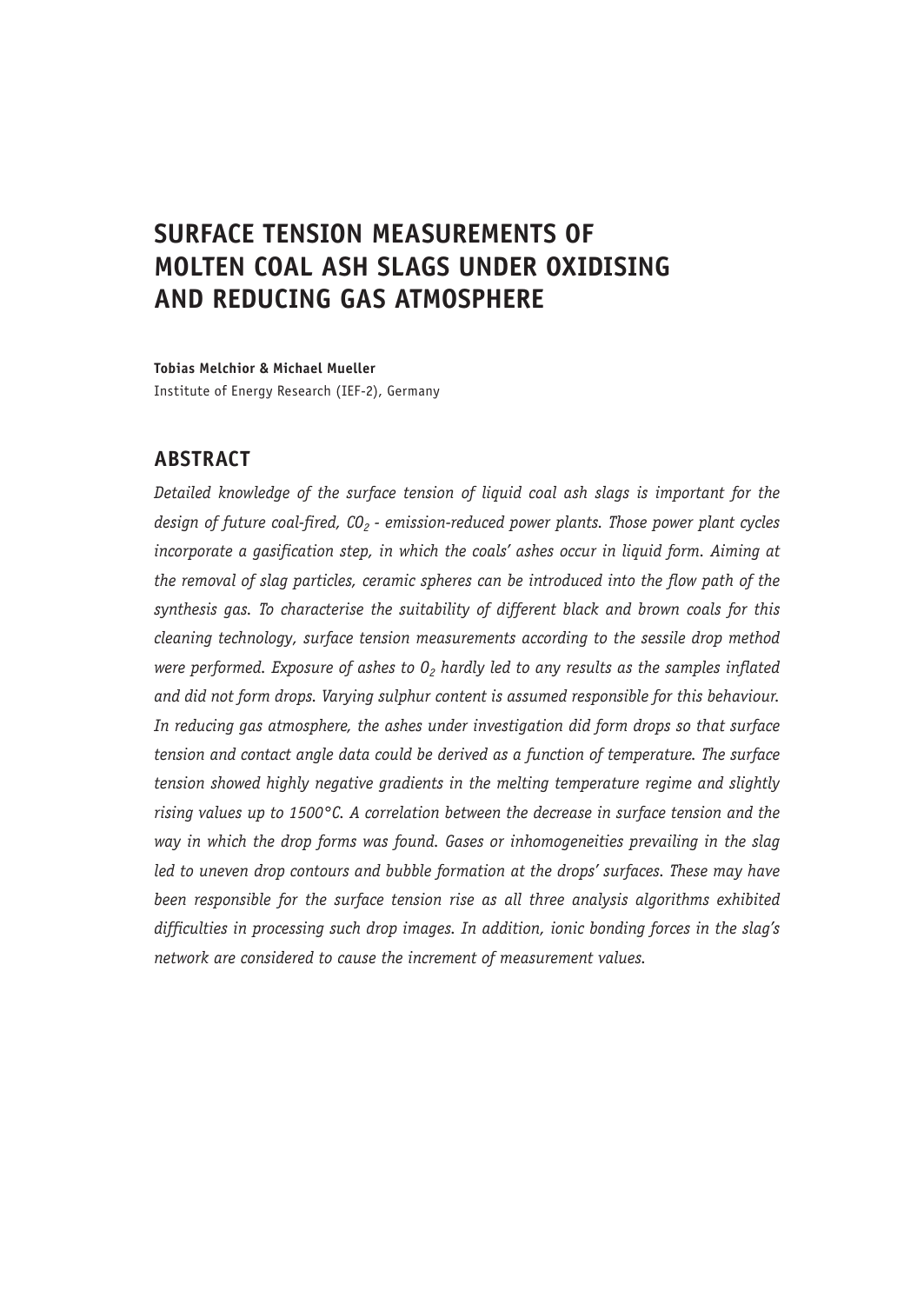# SURFACE TENSION MEASUREMENTS OF MOLTEN COAL ASH SLAGS UNDER OXIDISING AND REDUCING GAS ATMOSPHERE

**Tobias Melchior & Michael Mueller**
Institute of Energy Research (IEF-2), Germany

## ABSTRACT

*Detailed knowledge of the surface tension of liquid coal ash slags is important for the design of future coal-fired, $CO_2$ - emission-reduced power plants. Those power plant cycles incorporate a gasification step, in which the coals' ashes occur in liquid form. Aiming at the removal of slag particles, ceramic spheres can be introduced into the flow path of the synthesis gas. To characterise the suitability of different black and brown coals for this cleaning technology, surface tension measurements according to the sessile drop method were performed. Exposure of ashes to $O_2$ hardly led to any results as the samples inflated and did not form drops. Varying sulphur content is assumed responsible for this behaviour. In reducing gas atmosphere, the ashes under investigation did form drops so that surface tension and contact angle data could be derived as a function of temperature. The surface tension showed highly negative gradients in the melting temperature regime and slightly rising values up to 1500°C. A correlation between the decrease in surface tension and the way in which the drop forms was found. Gases or inhomogeneities prevailing in the slag led to uneven drop contours and bubble formation at the drops' surfaces. These may have been responsible for the surface tension rise as all three analysis algorithms exhibited difficulties in processing such drop images. In addition, ionic bonding forces in the slag's network are considered to cause the increment of measurement values.*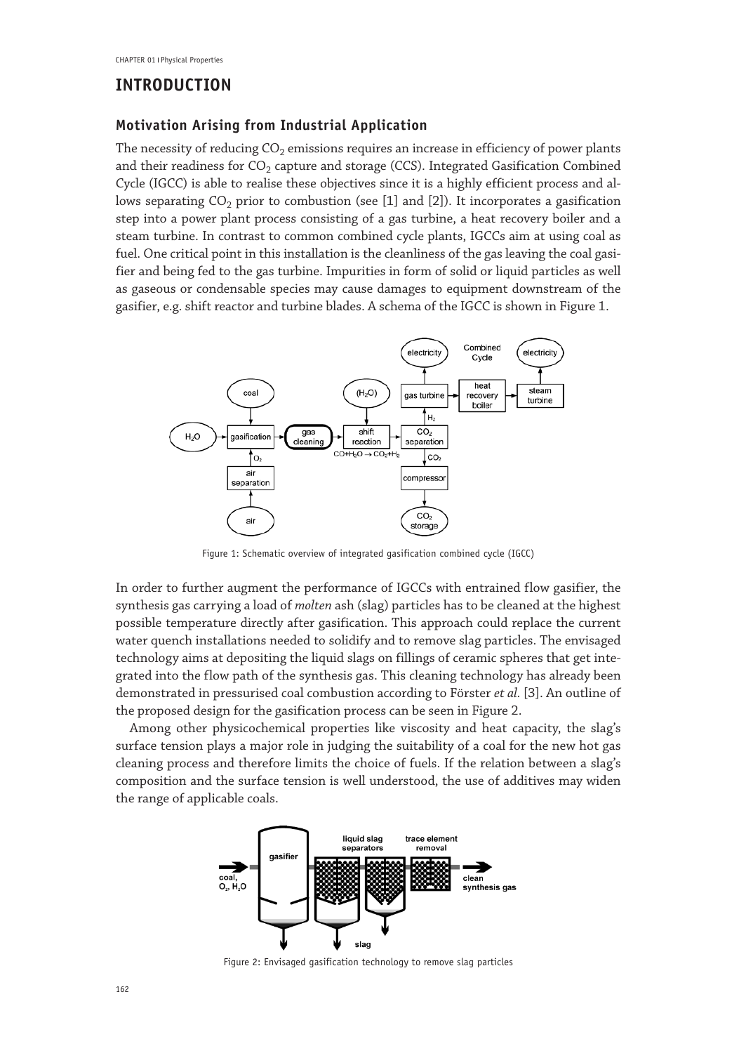## INTRODUCTION

### Motivation Arising from Industrial Application

The necessity of reducing $CO_2$ emissions requires an increase in efficiency of power plants and their readiness for $CO_2$ capture and storage (CCS). Integrated Gasification Combined Cycle (IGCC) is able to realise these objectives since it is a highly efficient process and allows separating $CO_2$ prior to combustion (see [1] and [2]). It incorporates a gasification step into a power plant process consisting of a gas turbine, a heat recovery boiler and a steam turbine. In contrast to common combined cycle plants, IGCCs aim at using coal as fuel. One critical point in this installation is the cleanliness of the gas leaving the coal gasifier and being fed to the gas turbine. Impurities in form of solid or liquid particles as well as gaseous or condensable species may cause damages to equipment downstream of the gasifier, e.g. shift reactor and turbine blades. A schema of the IGCC is shown in Figure 1.

Figure 1: Schematic overview of integrated gasification combined cycle (IGCC)

In order to further augment the performance of IGCCs with entrained flow gasifier, the synthesis gas carrying a load of *molten* ash (slag) particles has to be cleaned at the highest possible temperature directly after gasification. This approach could replace the current water quench installations needed to solidify and to remove slag particles. The envisaged technology aims at depositing the liquid slags on fillings of ceramic spheres that get integrated into the flow path of the synthesis gas. This cleaning technology has already been demonstrated in pressurised coal combustion according to Förster *et al.* [3]. An outline of the proposed design for the gasification process can be seen in Figure 2.

Among other physicochemical properties like viscosity and heat capacity, the slag's surface tension plays a major role in judging the suitability of a coal for the new hot gas cleaning process and therefore limits the choice of fuels. If the relation between a slag's composition and the surface tension is well understood, the use of additives may widen the range of applicable coals.

Figure 2: Envisaged gasification technology to remove slag particles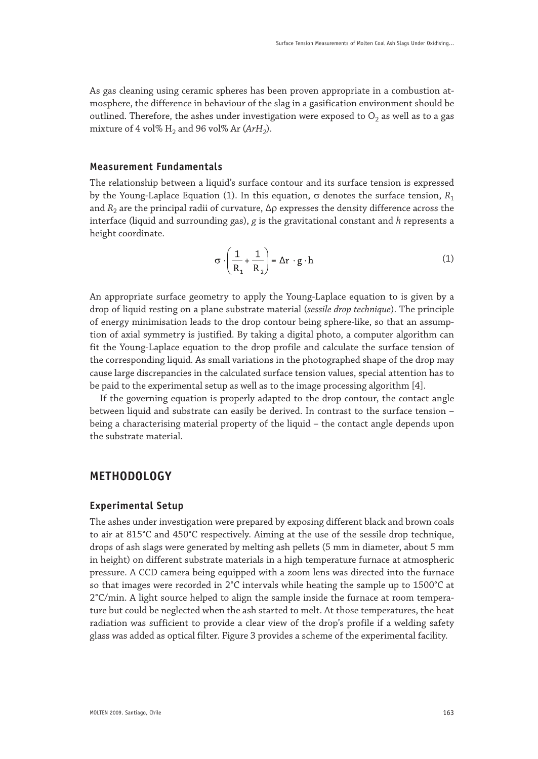As gas cleaning using ceramic spheres has been proven appropriate in a combustion atmosphere, the difference in behaviour of the slag in a gasification environment should be outlined. Therefore, the ashes under investigation were exposed to $O_2$ as well as to a gas mixture of 4 vol% $H_2$ and 96 vol% Ar (*$ArH_2$*).

### Measurement Fundamentals

The relationship between a liquid's surface contour and its surface tension is expressed by the Young-Laplace Equation (1). In this equation, $\sigma$ denotes the surface tension, $R_1$ and $R_2$ are the principal radii of curvature, $\Delta\rho$ expresses the density difference across the interface (liquid and surrounding gas), $g$ is the gravitational constant and $h$ represents a height coordinate.

$$\sigma \cdot \left( \frac{1}{R_1} + \frac{1}{R_2} \right) = \Delta r \cdot g \cdot h \tag{1}$$

An appropriate surface geometry to apply the Young-Laplace equation to is given by a drop of liquid resting on a plane substrate material (*sessile drop technique*). The principle of energy minimisation leads to the drop contour being sphere-like, so that an assumption of axial symmetry is justified. By taking a digital photo, a computer algorithm can fit the Young-Laplace equation to the drop profile and calculate the surface tension of the corresponding liquid. As small variations in the photographed shape of the drop may cause large discrepancies in the calculated surface tension values, special attention has to be paid to the experimental setup as well as to the image processing algorithm [4].

If the governing equation is properly adapted to the drop contour, the contact angle between liquid and substrate can easily be derived. In contrast to the surface tension – being a characterising material property of the liquid – the contact angle depends upon the substrate material.

## METHODOLOGY

### Experimental Setup

The ashes under investigation were prepared by exposing different black and brown coals to air at 815°C and 450°C respectively. Aiming at the use of the sessile drop technique, drops of ash slags were generated by melting ash pellets (5 mm in diameter, about 5 mm in height) on different substrate materials in a high temperature furnace at atmospheric pressure. A CCD camera being equipped with a zoom lens was directed into the furnace so that images were recorded in 2°C intervals while heating the sample up to 1500°C at 2°C/min. A light source helped to align the sample inside the furnace at room temperature but could be neglected when the ash started to melt. At those temperatures, the heat radiation was sufficient to provide a clear view of the drop's profile if a welding safety glass was added as optical filter. Figure 3 provides a scheme of the experimental facility.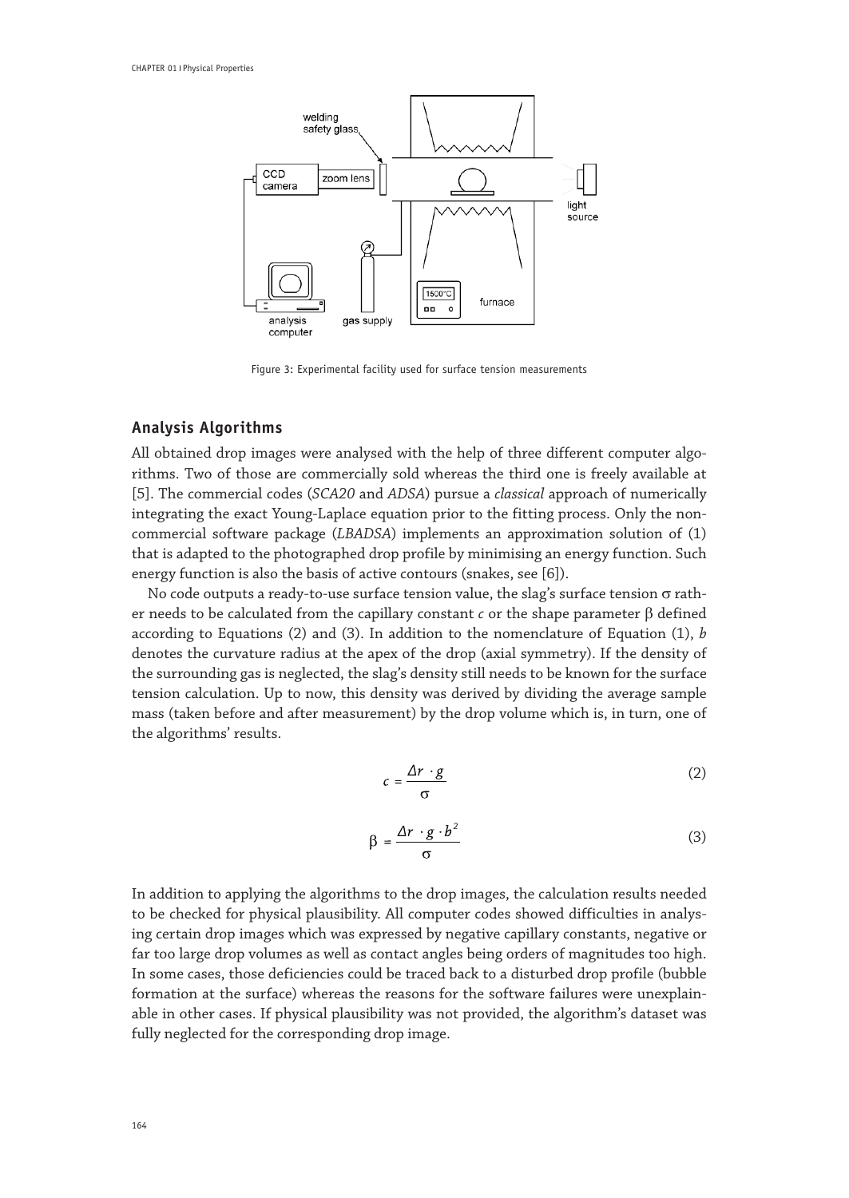Figure 3: Experimental facility used for surface tension measurements

## Analysis Algorithms

All obtained drop images were analysed with the help of three different computer algorithms. Two of those are commercially sold whereas the third one is freely available at [5]. The commercial codes (*SCA20* and *ADSA*) pursue a *classical* approach of numerically integrating the exact Young-Laplace equation prior to the fitting process. Only the non-commercial software package (*LBADSA*) implements an approximation solution of (1) that is adapted to the photographed drop profile by minimising an energy function. Such energy function is also the basis of active contours (snakes, see [6]).

No code outputs a ready-to-use surface tension value, the slag's surface tension $\sigma$ rather needs to be calculated from the capillary constant $c$ or the shape parameter $\beta$ defined according to Equations (2) and (3). In addition to the nomenclature of Equation (1), $b$ denotes the curvature radius at the apex of the drop (axial symmetry). If the density of the surrounding gas is neglected, the slag's density still needs to be known for the surface tension calculation. Up to now, this density was derived by dividing the average sample mass (taken before and after measurement) by the drop volume which is, in turn, one of the algorithms' results.

$$c = \frac{\Delta r \cdot g}{\sigma} \tag{2}$$

$$\beta = \frac{\Delta r \cdot g \cdot b^2}{\sigma} \tag{3}$$

In addition to applying the algorithms to the drop images, the calculation results needed to be checked for physical plausibility. All computer codes showed difficulties in analysing certain drop images which was expressed by negative capillary constants, negative or far too large drop volumes as well as contact angles being orders of magnitudes too high. In some cases, those deficiencies could be traced back to a disturbed drop profile (bubble formation at the surface) whereas the reasons for the software failures were unexplainable in other cases. If physical plausibility was not provided, the algorithm's dataset was fully neglected for the corresponding drop image.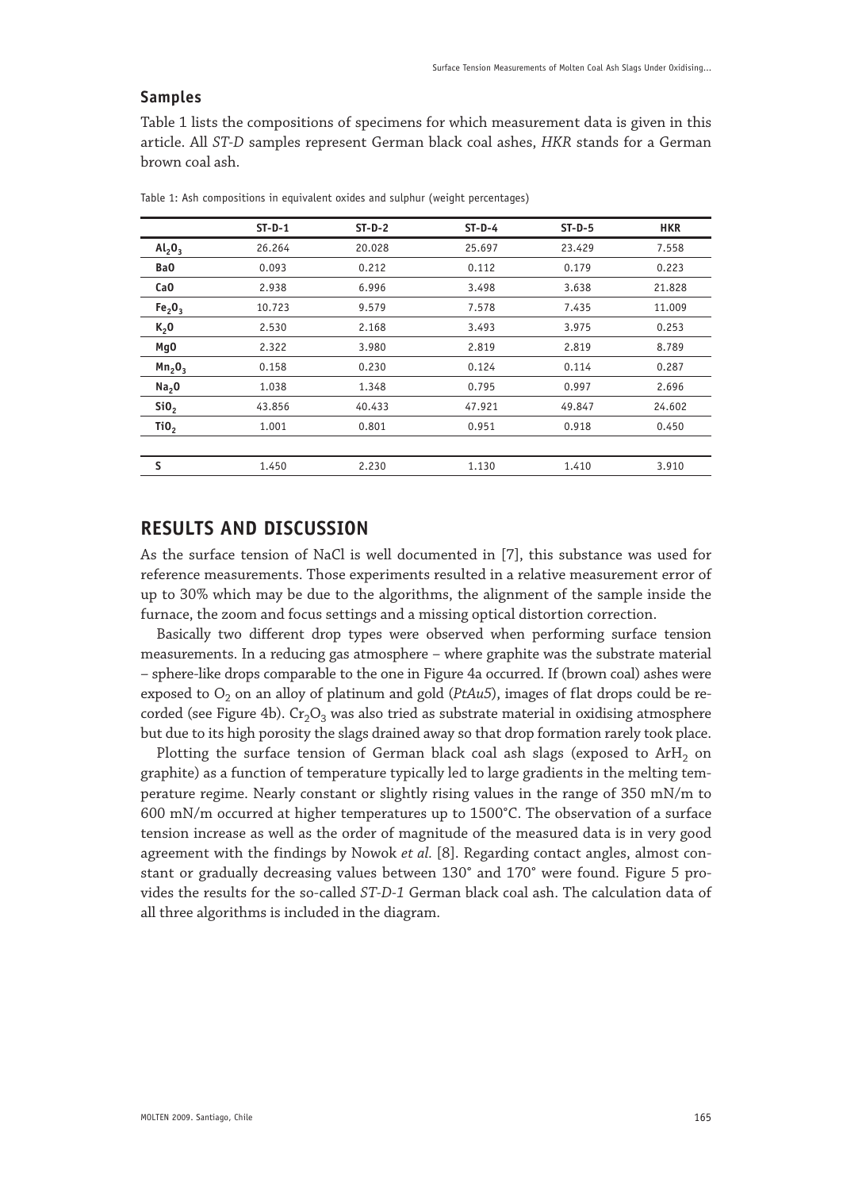## Samples

Table 1 lists the compositions of specimens for which measurement data is given in this article. All *ST-D* samples represent German black coal ashes, *HKR* stands for a German brown coal ash.

Table 1: Ash compositions in equivalent oxides and sulphur (weight percentages)

| | ST-D-1 | ST-D-2 | ST-D-4 | ST-D-5 | HKR |
|---|---|---|---|---|---|
| $Al_2O_3$ | 26.264 | 20.028 | 25.697 | 23.429 | 7.558 |
| BaO | 0.093 | 0.212 | 0.112 | 0.179 | 0.223 |
| CaO | 2.938 | 6.996 | 3.498 | 3.638 | 21.828 |
| $Fe_2O_3$ | 10.723 | 9.579 | 7.578 | 7.435 | 11.009 |
| $K_2O$ | 2.530 | 2.168 | 3.493 | 3.975 | 0.253 |
| MgO | 2.322 | 3.980 | 2.819 | 2.819 | 8.789 |
| $Mn_2O_3$ | 0.158 | 0.230 | 0.124 | 0.114 | 0.287 |
| $Na_2O$ | 1.038 | 1.348 | 0.795 | 0.997 | 2.696 |
| $SiO_2$ | 43.856 | 40.433 | 47.921 | 49.847 | 24.602 |
| $TiO_2$ | 1.001 | 0.801 | 0.951 | 0.918 | 0.450 |
| | | | | | |
| S | 1.450 | 2.230 | 1.130 | 1.410 | 3.910 |

# RESULTS AND DISCUSSION

As the surface tension of NaCl is well documented in [7], this substance was used for reference measurements. Those experiments resulted in a relative measurement error of up to 30% which may be due to the algorithms, the alignment of the sample inside the furnace, the zoom and focus settings and a missing optical distortion correction.

Basically two different drop types were observed when performing surface tension measurements. In a reducing gas atmosphere – where graphite was the substrate material – sphere-like drops comparable to the one in Figure 4a occurred. If (brown coal) ashes were exposed to $O_2$ on an alloy of platinum and gold (*PtAu5*), images of flat drops could be recorded (see Figure 4b). $Cr_2O_3$ was also tried as substrate material in oxidising atmosphere but due to its high porosity the slags drained away so that drop formation rarely took place.

Plotting the surface tension of German black coal ash slags (exposed to $ArH_2$ on graphite) as a function of temperature typically led to large gradients in the melting temperature regime. Nearly constant or slightly rising values in the range of 350 mN/m to 600 mN/m occurred at higher temperatures up to 1500°C. The observation of a surface tension increase as well as the order of magnitude of the measured data is in very good agreement with the findings by Nowok *et al.* [8]. Regarding contact angles, almost constant or gradually decreasing values between 130° and 170° were found. Figure 5 provides the results for the so-called *ST-D-1* German black coal ash. The calculation data of all three algorithms is included in the diagram.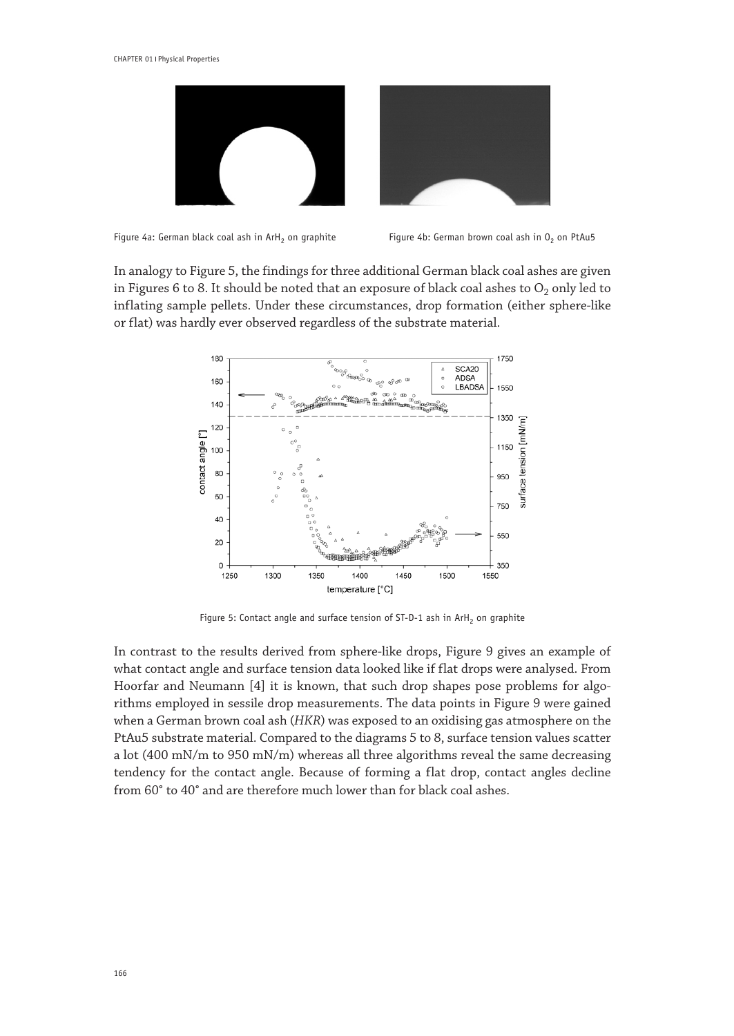Figure 4a: German black coal ash in $ArH_2$ on graphite

Figure 4b: German brown coal ash in $O_2$ on PtAu5

In analogy to Figure 5, the findings for three additional German black coal ashes are given in Figures 6 to 8. It should be noted that an exposure of black coal ashes to $O_2$ only led to inflating sample pellets. Under these circumstances, drop formation (either sphere-like or flat) was hardly ever observed regardless of the substrate material.

Figure 5: Contact angle and surface tension of ST-D-1 ash in $ArH_2$ on graphite

In contrast to the results derived from sphere-like drops, Figure 9 gives an example of what contact angle and surface tension data looked like if flat drops were analysed. From Hoorfar and Neumann [4] it is known, that such drop shapes pose problems for algorithms employed in sessile drop measurements. The data points in Figure 9 were gained when a German brown coal ash (*HKR*) was exposed to an oxidising gas atmosphere on the PtAu5 substrate material. Compared to the diagrams 5 to 8, surface tension values scatter a lot (400 mN/m to 950 mN/m) whereas all three algorithms reveal the same decreasing tendency for the contact angle. Because of forming a flat drop, contact angles decline from 60° to 40° and are therefore much lower than for black coal ashes.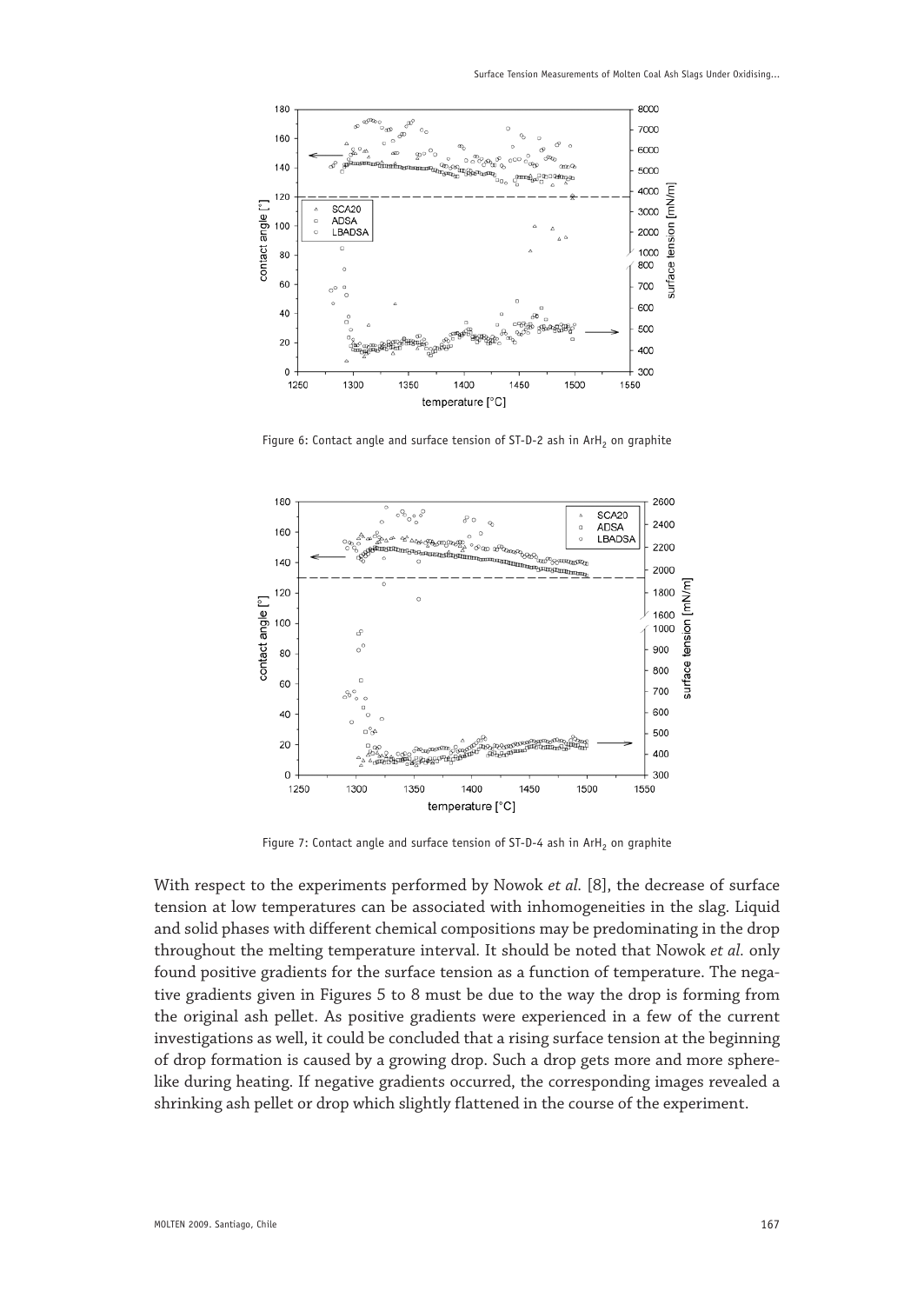Figure 6: Contact angle and surface tension of ST-D-2 ash in $ArH_2$ on graphite

Figure 7: Contact angle and surface tension of ST-D-4 ash in $ArH_2$ on graphite

With respect to the experiments performed by Nowok *et al.* [8], the decrease of surface tension at low temperatures can be associated with inhomogeneities in the slag. Liquid and solid phases with different chemical compositions may be predominating in the drop throughout the melting temperature interval. It should be noted that Nowok *et al.* only found positive gradients for the surface tension as a function of temperature. The negative gradients given in Figures 5 to 8 must be due to the way the drop is forming from the original ash pellet. As positive gradients were experienced in a few of the current investigations as well, it could be concluded that a rising surface tension at the beginning of drop formation is caused by a growing drop. Such a drop gets more and more sphere-like during heating. If negative gradients occurred, the corresponding images revealed a shrinking ash pellet or drop which slightly flattened in the course of the experiment.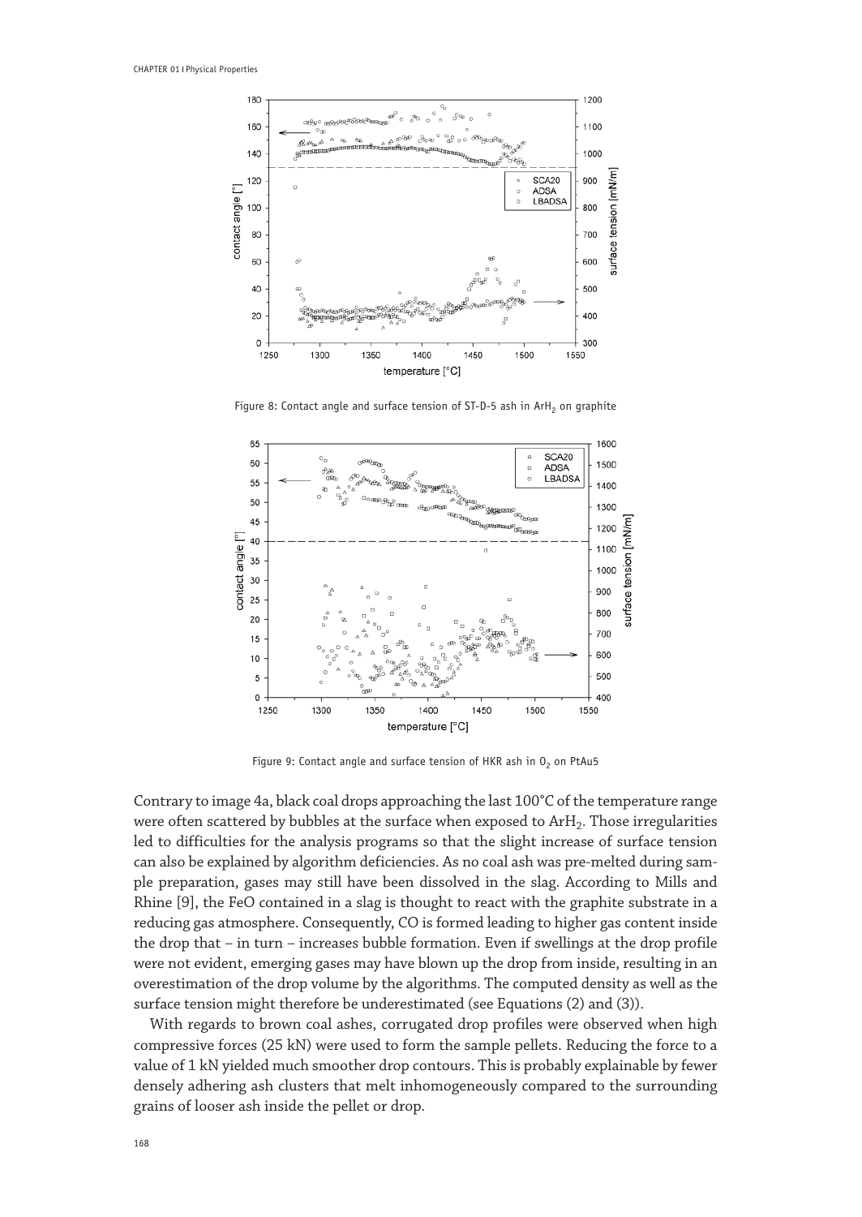Figure 8: Contact angle and surface tension of ST-D-5 ash in $ArH_2$ on graphite

Figure 9: Contact angle and surface tension of HKR ash in $O_2$ on PtAu5

Contrary to image 4a, black coal drops approaching the last 100°C of the temperature range were often scattered by bubbles at the surface when exposed to $ArH_2$. Those irregularities led to difficulties for the analysis programs so that the slight increase of surface tension can also be explained by algorithm deficiencies. As no coal ash was pre-melted during sample preparation, gases may still have been dissolved in the slag. According to Mills and Rhine [9], the FeO contained in a slag is thought to react with the graphite substrate in a reducing gas atmosphere. Consequently, CO is formed leading to higher gas content inside the drop that – in turn – increases bubble formation. Even if swellings at the drop profile were not evident, emerging gases may have blown up the drop from inside, resulting in an overestimation of the drop volume by the algorithms. The computed density as well as the surface tension might therefore be underestimated (see Equations (2) and (3)).

With regards to brown coal ashes, corrugated drop profiles were observed when high compressive forces (25 kN) were used to form the sample pellets. Reducing the force to a value of 1 kN yielded much smoother drop contours. This is probably explainable by fewer densely adhering ash clusters that melt inhomogeneously compared to the surrounding grains of looser ash inside the pellet or drop.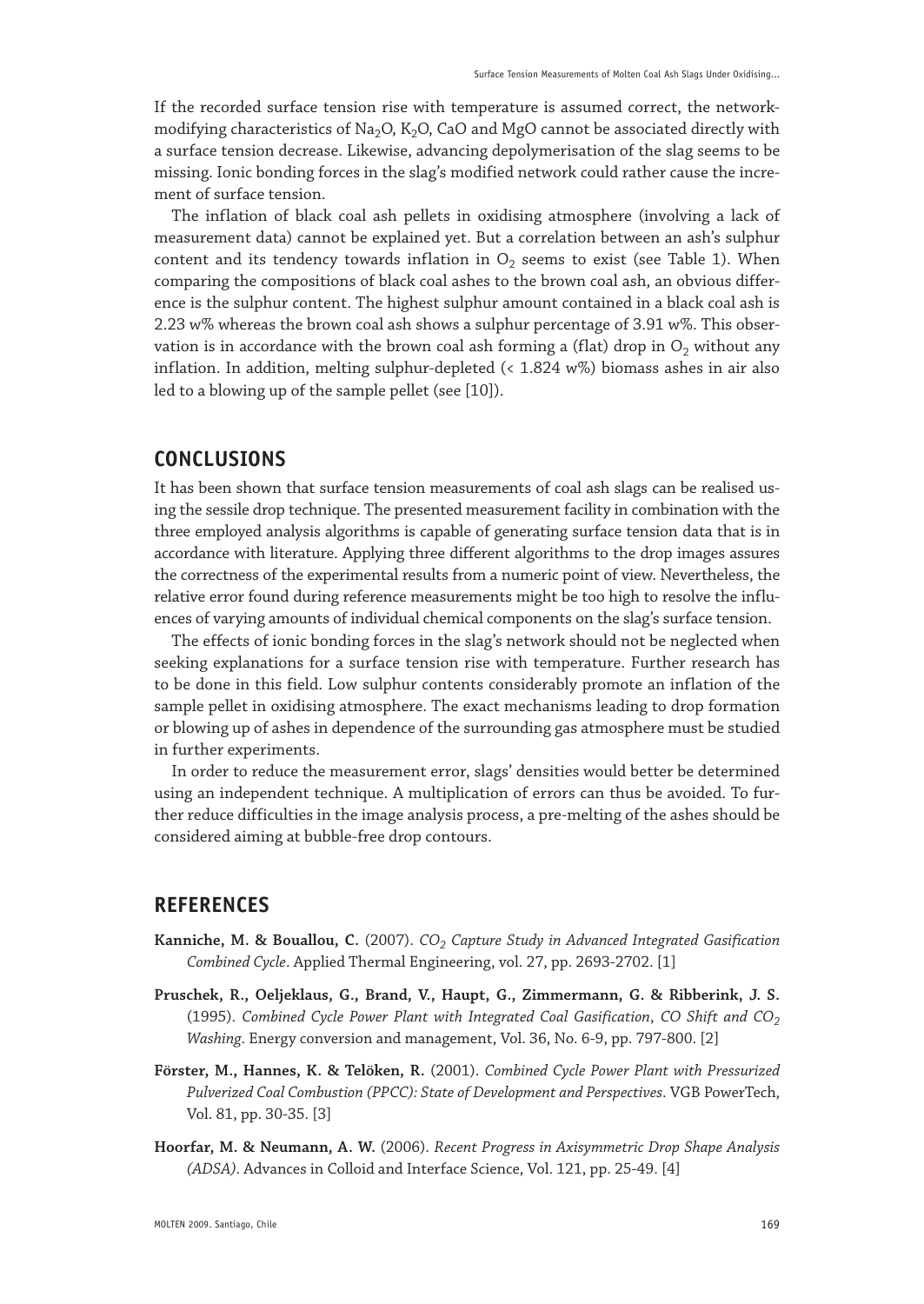If the recorded surface tension rise with temperature is assumed correct, the network-modifying characteristics of $Na_2O$, $K_2O$, CaO and MgO cannot be associated directly with a surface tension decrease. Likewise, advancing depolymerisation of the slag seems to be missing. Ionic bonding forces in the slag's modified network could rather cause the increment of surface tension.

The inflation of black coal ash pellets in oxidising atmosphere (involving a lack of measurement data) cannot be explained yet. But a correlation between an ash's sulphur content and its tendency towards inflation in $O_2$ seems to exist (see Table 1). When comparing the compositions of black coal ashes to the brown coal ash, an obvious difference is the sulphur content. The highest sulphur amount contained in a black coal ash is 2.23 w% whereas the brown coal ash shows a sulphur percentage of 3.91 w%. This observation is in accordance with the brown coal ash forming a (flat) drop in $O_2$ without any inflation. In addition, melting sulphur-depleted (< 1.824 w%) biomass ashes in air also led to a blowing up of the sample pellet (see [10]).

## CONCLUSIONS

It has been shown that surface tension measurements of coal ash slags can be realised using the sessile drop technique. The presented measurement facility in combination with the three employed analysis algorithms is capable of generating surface tension data that is in accordance with literature. Applying three different algorithms to the drop images assures the correctness of the experimental results from a numeric point of view. Nevertheless, the relative error found during reference measurements might be too high to resolve the influences of varying amounts of individual chemical components on the slag's surface tension.

The effects of ionic bonding forces in the slag's network should not be neglected when seeking explanations for a surface tension rise with temperature. Further research has to be done in this field. Low sulphur contents considerably promote an inflation of the sample pellet in oxidising atmosphere. The exact mechanisms leading to drop formation or blowing up of ashes in dependence of the surrounding gas atmosphere must be studied in further experiments.

In order to reduce the measurement error, slags' densities would better be determined using an independent technique. A multiplication of errors can thus be avoided. To further reduce difficulties in the image analysis process, a pre-melting of the ashes should be considered aiming at bubble-free drop contours.

## REFERENCES

**Kanniche, M. & Bouallou, C.** (2007). *$CO_2$ Capture Study in Advanced Integrated Gasification Combined Cycle*. Applied Thermal Engineering, vol. 27, pp. 2693-2702. [1]

**Pruschek, R., Oeljeklaus, G., Brand, V., Haupt, G., Zimmermann, G. & Ribberink, J. S.** (1995). *Combined Cycle Power Plant with Integrated Coal Gasification, CO Shift and $CO_2$ Washing*. Energy conversion and management, Vol. 36, No. 6-9, pp. 797-800. [2]

**Förster, M., Hannes, K. & Telöken, R.** (2001). *Combined Cycle Power Plant with Pressurized Pulverized Coal Combustion (PPCC): State of Development and Perspectives*. VGB PowerTech, Vol. 81, pp. 30-35. [3]

**Hoorfar, M. & Neumann, A. W.** (2006). *Recent Progress in Axisymmetric Drop Shape Analysis (ADSA)*. Advances in Colloid and Interface Science, Vol. 121, pp. 25-49. [4]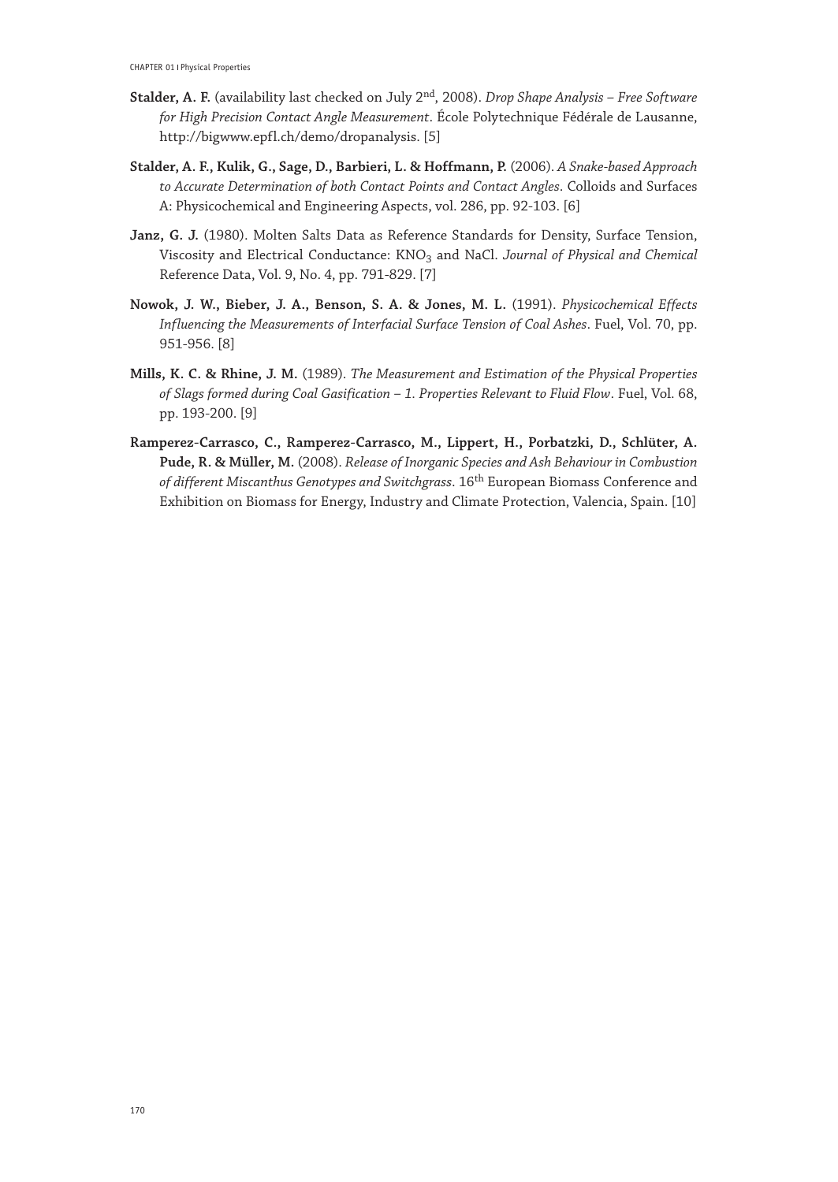**Stalder, A. F.** (availability last checked on July 2nd, 2008). *Drop Shape Analysis – Free Software for High Precision Contact Angle Measurement*. École Polytechnique Fédérale de Lausanne, http://bigwww.epfl.ch/demo/dropanalysis. [5]

**Stalder, A. F., Kulik, G., Sage, D., Barbieri, L. & Hoffmann, P.** (2006). *A Snake-based Approach to Accurate Determination of both Contact Points and Contact Angles*. Colloids and Surfaces A: Physicochemical and Engineering Aspects, vol. 286, pp. 92-103. [6]

**Janz, G. J.** (1980). Molten Salts Data as Reference Standards for Density, Surface Tension, Viscosity and Electrical Conductance: $KNO_3$ and NaCl. *Journal of Physical and Chemical* Reference Data, Vol. 9, No. 4, pp. 791-829. [7]

**Nowok, J. W., Bieber, J. A., Benson, S. A. & Jones, M. L.** (1991). *Physicochemical Effects Influencing the Measurements of Interfacial Surface Tension of Coal Ashes*. Fuel, Vol. 70, pp. 951-956. [8]

**Mills, K. C. & Rhine, J. M.** (1989). *The Measurement and Estimation of the Physical Properties of Slags formed during Coal Gasification – 1. Properties Relevant to Fluid Flow*. Fuel, Vol. 68, pp. 193-200. [9]

**Ramperez-Carrasco, C., Ramperez-Carrasco, M., Lippert, H., Porbatzki, D., Schlüter, A. Pude, R. & Müller, M.** (2008). *Release of Inorganic Species and Ash Behaviour in Combustion of different Miscanthus Genotypes and Switchgrass*. 16th European Biomass Conference and Exhibition on Biomass for Energy, Industry and Climate Protection, Valencia, Spain. [10]